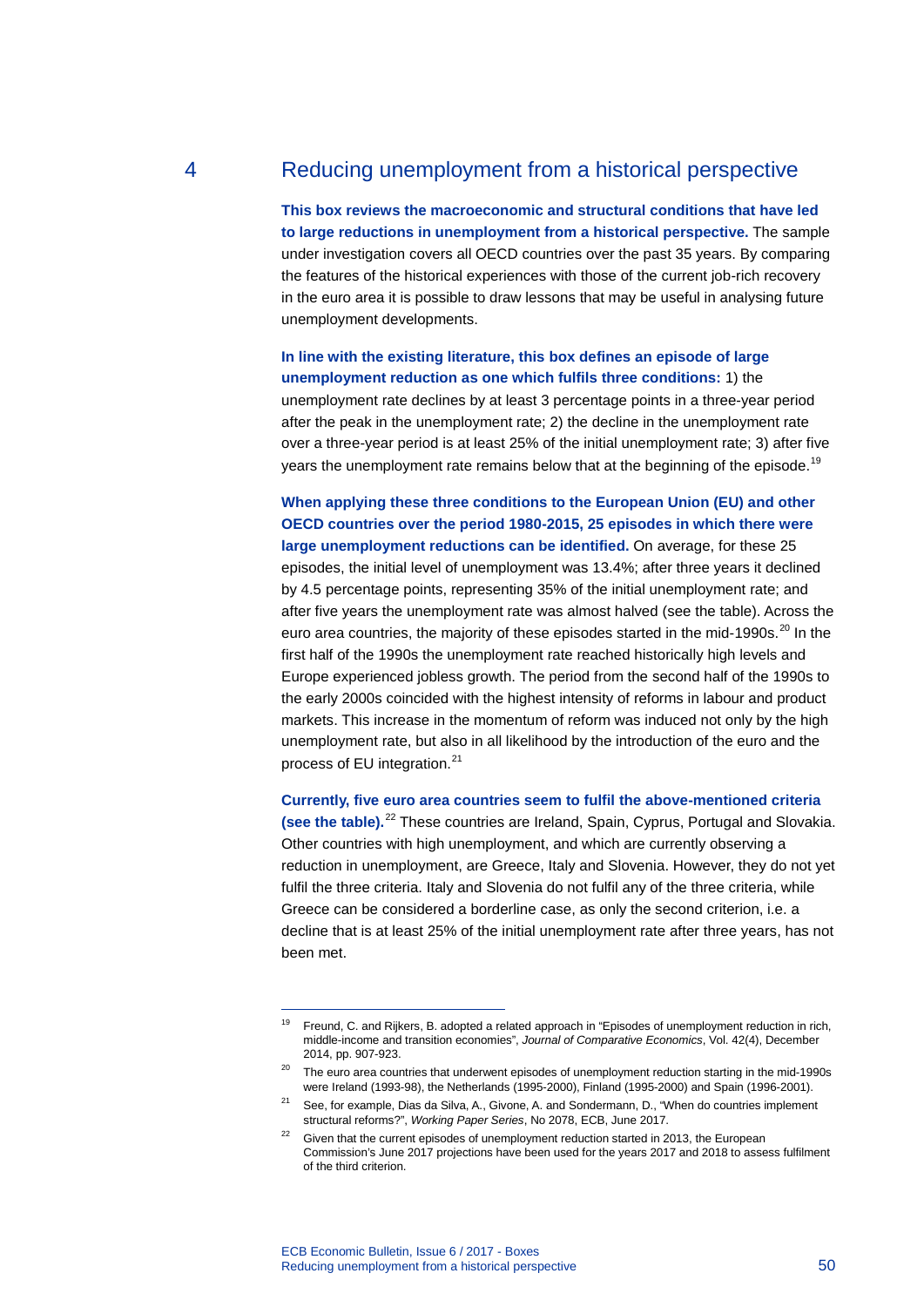# 4 Reducing unemployment from a historical perspective

**This box reviews the macroeconomic and structural conditions that have led to large reductions in unemployment from a historical perspective.** The sample under investigation covers all OECD countries over the past 35 years. By comparing the features of the historical experiences with those of the current job-rich recovery in the euro area it is possible to draw lessons that may be useful in analysing future unemployment developments.

**In line with the existing literature, this box defines an episode of large unemployment reduction as one which fulfils three conditions:** 1) the unemployment rate declines by at least 3 percentage points in a three-year period after the peak in the unemployment rate; 2) the decline in the unemployment rate over a three-year period is at least 25% of the initial unemployment rate; 3) after five years the unemployment rate remains below that at the beginning of the episode.[19]

**When applying these three conditions to the European Union (EU) and other OECD countries over the period 1980-2015, 25 episodes in which there were large unemployment reductions can be identified.** On average, for these 25 episodes, the initial level of unemployment was 13.4%; after three years it declined by 4.5 percentage points, representing 35% of the initial unemployment rate; and after five years the unemployment rate was almost halved (see the table). Across the euro area countries, the majority of these episodes started in the mid-1990s.[20] In the first half of the 1990s the unemployment rate reached historically high levels and Europe experienced jobless growth. The period from the second half of the 1990s to the early 2000s coincided with the highest intensity of reforms in labour and product markets. This increase in the momentum of reform was induced not only by the high unemployment rate, but also in all likelihood by the introduction of the euro and the process of EU integration.[21]

**Currently, five euro area countries seem to fulfil the above-mentioned criteria (see the table).**[22] These countries are Ireland, Spain, Cyprus, Portugal and Slovakia. Other countries with high unemployment, and which are currently observing a reduction in unemployment, are Greece, Italy and Slovenia. However, they do not yet fulfil the three criteria. Italy and Slovenia do not fulfil any of the three criteria, while Greece can be considered a borderline case, as only the second criterion, i.e. a decline that is at least 25% of the initial unemployment rate after three years, has not been met.

---

[19] Freund, C. and Rijkers, B. adopted a related approach in "Episodes of unemployment reduction in rich, middle-income and transition economies", *Journal of Comparative Economics*, Vol. 42(4), December 2014, pp. 907-923.

[20] The euro area countries that underwent episodes of unemployment reduction starting in the mid-1990s were Ireland (1993-98), the Netherlands (1995-2000), Finland (1995-2000) and Spain (1996-2001).

[21] See, for example, Dias da Silva, A., Givone, A. and Sondermann, D., "When do countries implement structural reforms?", *Working Paper Series*, No 2078, ECB, June 2017.

[22] Given that the current episodes of unemployment reduction started in 2013, the European Commission's June 2017 projections have been used for the years 2017 and 2018 to assess fulfilment of the third criterion.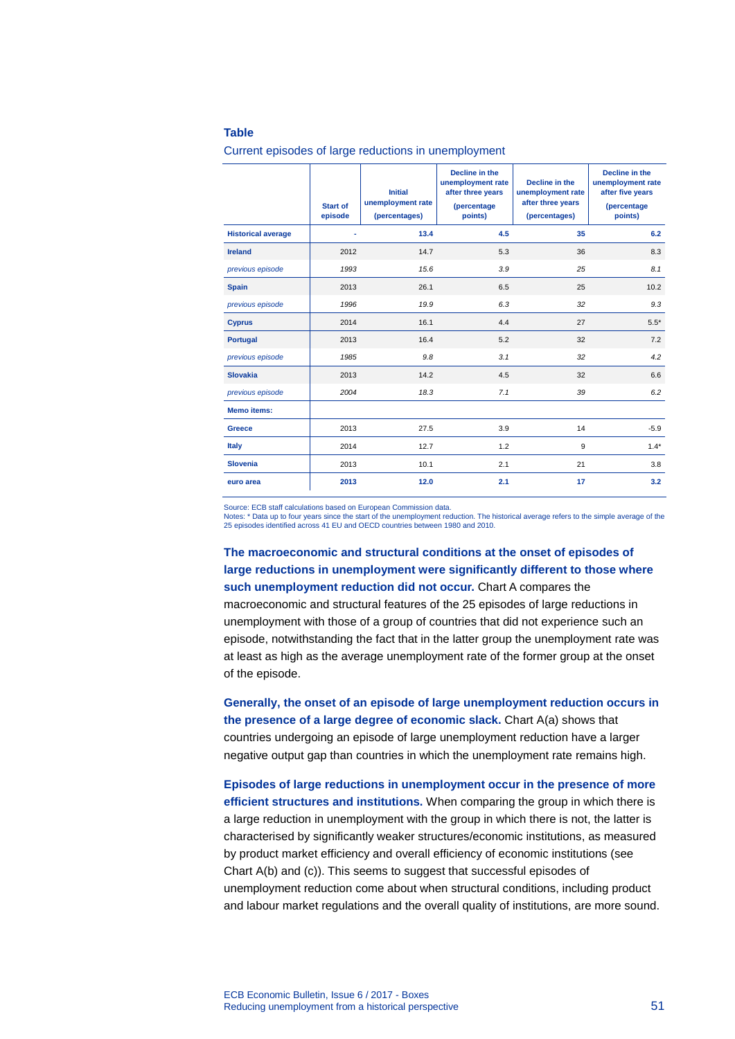**Table**

Current episodes of large reductions in unemployment

| | Start of episode | Initial unemployment rate (percentages) | Decline in the unemployment rate after three years (percentage points) | Decline in the unemployment rate after three years (percentages) | Decline in the unemployment rate after five years (percentage points) |
|---|---|---|---|---|---|
| **Historical average** | - | 13.4 | 4.5 | 35 | 6.2 |
| **Ireland** | 2012 | 14.7 | 5.3 | 36 | 8.3 |
| *previous episode* | *1993* | *15.6* | *3.9* | *25* | *8.1* |
| **Spain** | 2013 | 26.1 | 6.5 | 25 | 10.2 |
| *previous episode* | *1996* | *19.9* | *6.3* | *32* | *9.3* |
| **Cyprus** | 2014 | 16.1 | 4.4 | 27 | 5.5* |
| **Portugal** | 2013 | 16.4 | 5.2 | 32 | 7.2 |
| *previous episode* | *1985* | *9.8* | *3.1* | *32* | *4.2* |
| **Slovakia** | 2013 | 14.2 | 4.5 | 32 | 6.6 |
| *previous episode* | *2004* | *18.3* | *7.1* | *39* | *6.2* |
| **Memo items:** | | | | | |
| **Greece** | 2013 | 27.5 | 3.9 | 14 | -5.9 |
| **Italy** | 2014 | 12.7 | 1.2 | 9 | 1.4* |
| **Slovenia** | 2013 | 10.1 | 2.1 | 21 | 3.8 |
| **euro area** | **2013** | **12.0** | **2.1** | **17** | **3.2** |

Source: ECB staff calculations based on European Commission data.
Notes: * Data up to four years since the start of the unemployment reduction. The historical average refers to the simple average of the 25 episodes identified across 41 EU and OECD countries between 1980 and 2010.

**The macroeconomic and structural conditions at the onset of episodes of large reductions in unemployment were significantly different to those where such unemployment reduction did not occur.** Chart A compares the macroeconomic and structural features of the 25 episodes of large reductions in unemployment with those of a group of countries that did not experience such an episode, notwithstanding the fact that in the latter group the unemployment rate was at least as high as the average unemployment rate of the former group at the onset of the episode.

**Generally, the onset of an episode of large unemployment reduction occurs in the presence of a large degree of economic slack.** Chart A(a) shows that countries undergoing an episode of large unemployment reduction have a larger negative output gap than countries in which the unemployment rate remains high.

**Episodes of large reductions in unemployment occur in the presence of more efficient structures and institutions.** When comparing the group in which there is a large reduction in unemployment with the group in which there is not, the latter is characterised by significantly weaker structures/economic institutions, as measured by product market efficiency and overall efficiency of economic institutions (see Chart A(b) and (c)). This seems to suggest that successful episodes of unemployment reduction come about when structural conditions, including product and labour market regulations and the overall quality of institutions, are more sound.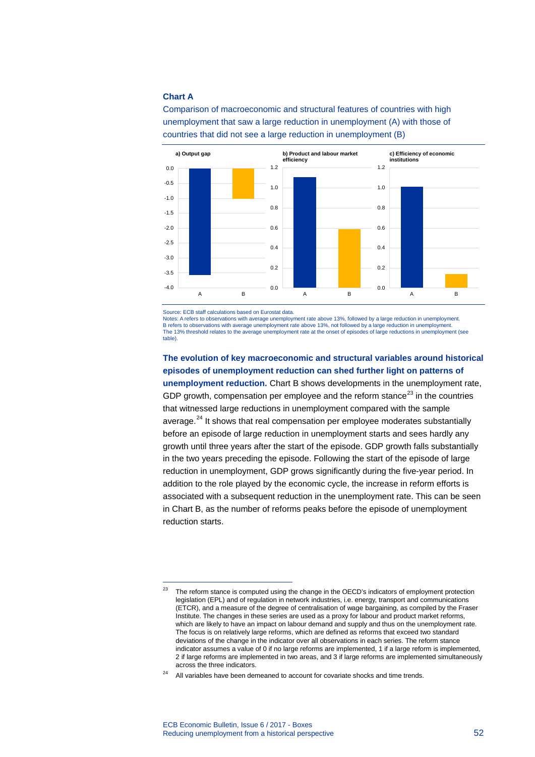**Chart A**

Comparison of macroeconomic and structural features of countries with high unemployment that saw a large reduction in unemployment (A) with those of countries that did not see a large reduction in unemployment (B)

Source: ECB staff calculations based on Eurostat data.
Notes: A refers to observations with average unemployment rate above 13%, followed by a large reduction in unemployment. B refers to observations with average unemployment rate above 13%, not followed by a large reduction in unemployment. The 13% threshold relates to the average unemployment rate at the onset of episodes of large reductions in unemployment (see table).

**The evolution of key macroeconomic and structural variables around historical episodes of unemployment reduction can shed further light on patterns of unemployment reduction.** Chart B shows developments in the unemployment rate, GDP growth, compensation per employee and the reform stance[23] in the countries that witnessed large reductions in unemployment compared with the sample average.[24] It shows that real compensation per employee moderates substantially before an episode of large reduction in unemployment starts and sees hardly any growth until three years after the start of the episode. GDP growth falls substantially in the two years preceding the episode. Following the start of the episode of large reduction in unemployment, GDP grows significantly during the five-year period. In addition to the role played by the economic cycle, the increase in reform efforts is associated with a subsequent reduction in the unemployment rate. This can be seen in Chart B, as the number of reforms peaks before the episode of unemployment reduction starts.

---

[23] The reform stance is computed using the change in the OECD's indicators of employment protection legislation (EPL) and of regulation in network industries, i.e. energy, transport and communications (ETCR), and a measure of the degree of centralisation of wage bargaining, as compiled by the Fraser Institute. The changes in these series are used as a proxy for labour and product market reforms, which are likely to have an impact on labour demand and supply and thus on the unemployment rate. The focus is on relatively large reforms, which are defined as reforms that exceed two standard deviations of the change in the indicator over all observations in each series. The reform stance indicator assumes a value of 0 if no large reforms are implemented, 1 if a large reform is implemented, 2 if large reforms are implemented in two areas, and 3 if large reforms are implemented simultaneously across the three indicators.

[24] All variables have been demeaned to account for covariate shocks and time trends.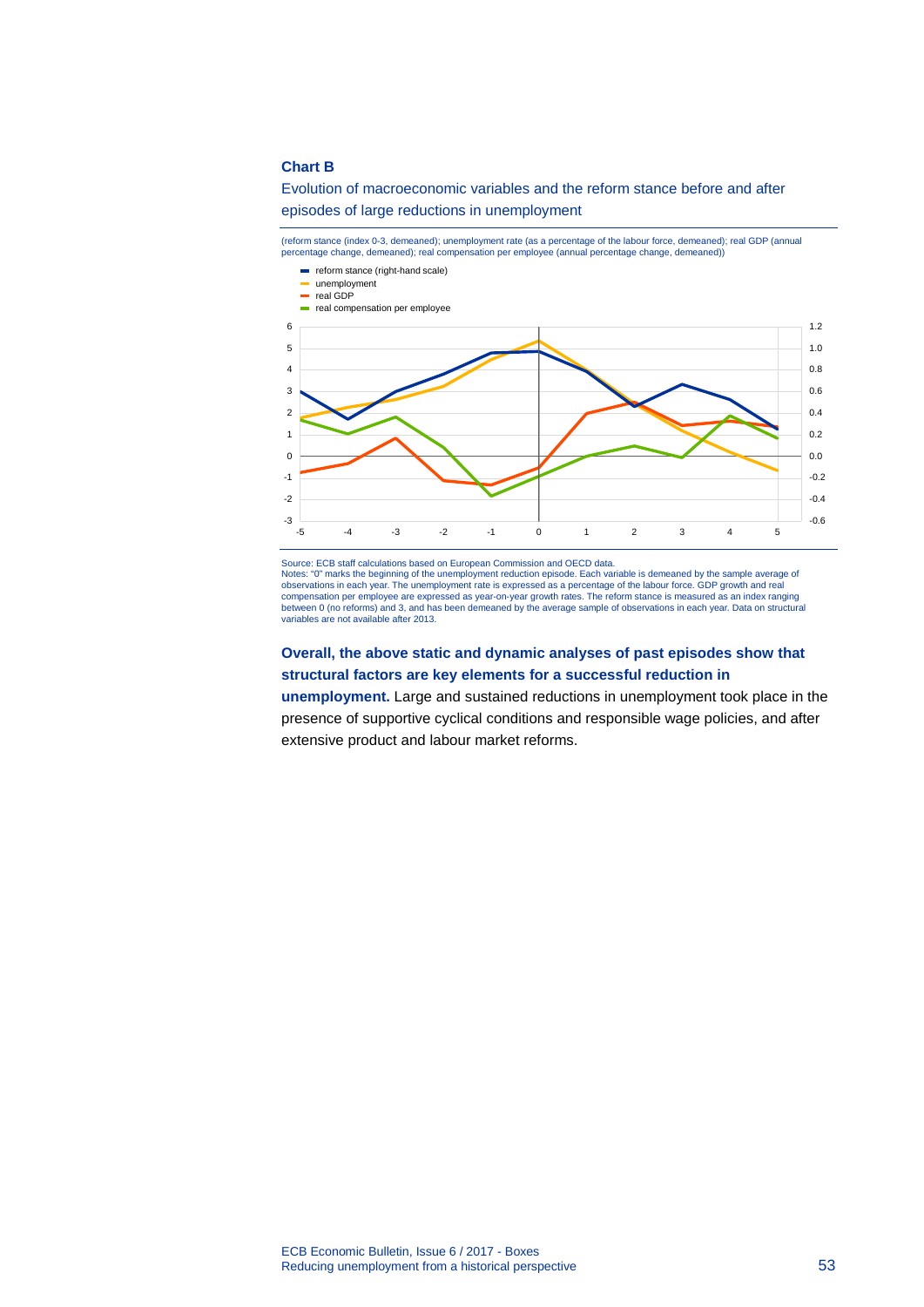**Chart B**

Evolution of macroeconomic variables and the reform stance before and after episodes of large reductions in unemployment

(reform stance (index 0-3, demeaned); unemployment rate (as a percentage of the labour force, demeaned); real GDP (annual percentage change, demeaned); real compensation per employee (annual percentage change, demeaned))

- reform stance (right-hand scale)
- unemployment
- real GDP
- real compensation per employee

Left axis: 6, 5, 4, 3, 2, 1, 0, -1, -2, -3

Right axis: 1.2, 1.0, 0.8, 0.6, 0.4, 0.2, 0.0, -0.2, -0.4, -0.6

Horizontal axis: -5, -4, -3, -2, -1, 0, 1, 2, 3, 4, 5

Source: ECB staff calculations based on European Commission and OECD data.
Notes: "0" marks the beginning of the unemployment reduction episode. Each variable is demeaned by the sample average of observations in each year. The unemployment rate is expressed as a percentage of the labour force. GDP growth and real compensation per employee are expressed as year-on-year growth rates. The reform stance is measured as an index ranging between 0 (no reforms) and 3, and has been demeaned by the average sample of observations in each year. Data on structural variables are not available after 2013.

**Overall, the above static and dynamic analyses of past episodes show that structural factors are key elements for a successful reduction in unemployment.** Large and sustained reductions in unemployment took place in the presence of supportive cyclical conditions and responsible wage policies, and after extensive product and labour market reforms.